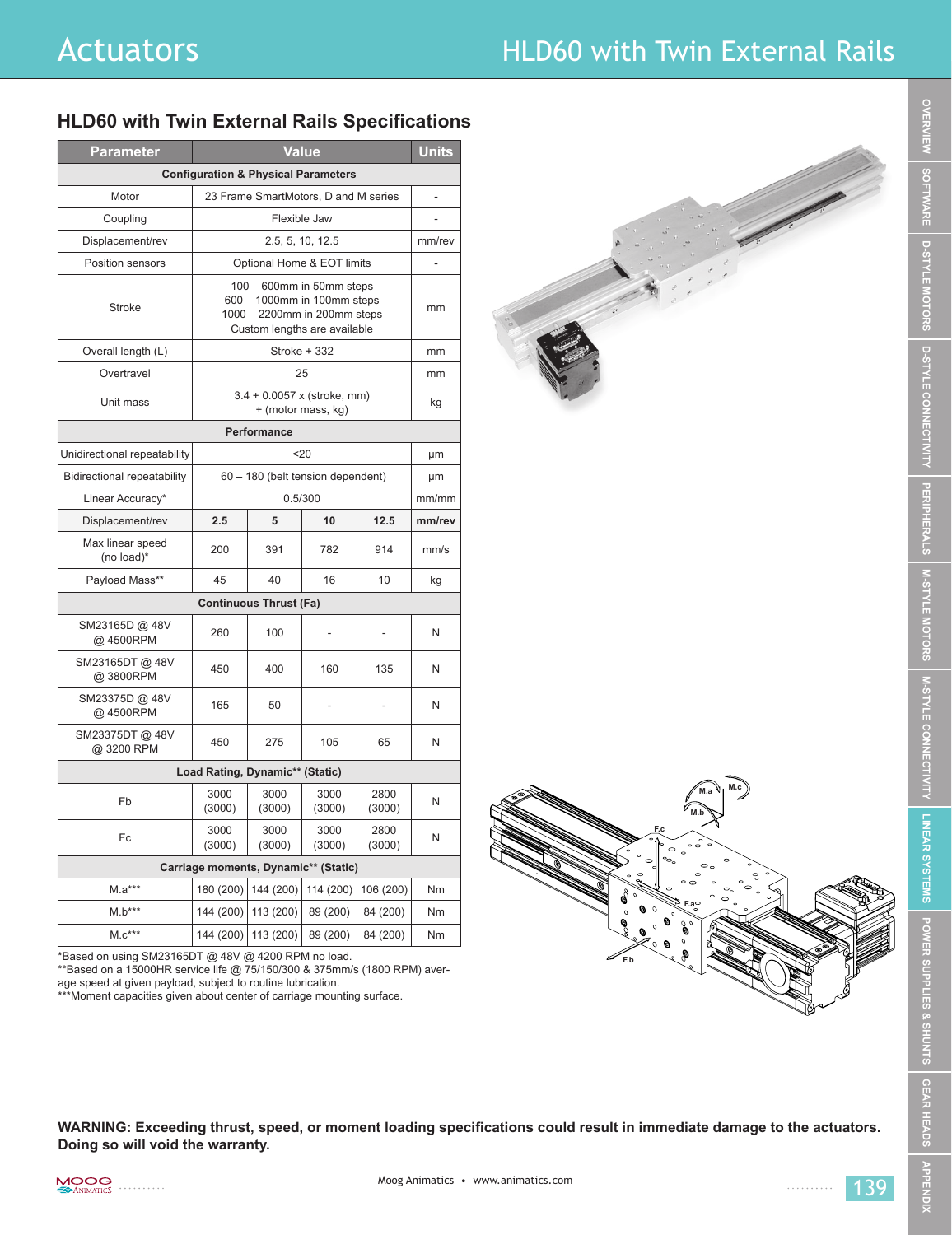## HLD60 with Twin External Rails Specifications

| Parameter | Value | | | | Units |
|---|---|---|---|---|---|
| **Configuration & Physical Parameters** | | | | | |
| Motor | 23 Frame SmartMotors, D and M series | | | | - |
| Coupling | Flexible Jaw | | | | - |
| Displacement/rev | 2.5, 5, 10, 12.5 | | | | mm/rev |
| Position sensors | Optional Home & EOT limits | | | | - |
| Stroke | 100 – 600mm in 50mm steps<br>600 – 1000mm in 100mm steps<br>1000 – 2200mm in 200mm steps<br>Custom lengths are available | | | | mm |
| Overall length (L) | Stroke + 332 | | | | mm |
| Overtravel | 25 | | | | mm |
| Unit mass | 3.4 + 0.0057 x (stroke, mm) + (motor mass, kg) | | | | kg |
| **Performance** | | | | | |
| Unidirectional repeatability | <20 | | | | μm |
| Bidirectional repeatability | 60 – 180 (belt tension dependent) | | | | μm |
| Linear Accuracy* | 0.5/300 | | | | mm/mm |
| Displacement/rev | **2.5** | **5** | **10** | **12.5** | **mm/rev** |
| Max linear speed (no load)* | 200 | 391 | 782 | 914 | mm/s |
| Payload Mass** | 45 | 40 | 16 | 10 | kg |
| **Continuous Thrust (Fa)** | | | | | |
| SM23165D @ 48V @ 4500RPM | 260 | 100 | - | - | N |
| SM23165DT @ 48V @ 3800RPM | 450 | 400 | 160 | 135 | N |
| SM23375D @ 48V @ 4500RPM | 165 | 50 | - | - | N |
| SM23375DT @ 48V @ 3200 RPM | 450 | 275 | 105 | 65 | N |
| **Load Rating, Dynamic** (Static)** | | | | | |
| Fb | 3000 (3000) | 3000 (3000) | 3000 (3000) | 2800 (3000) | N |
| Fc | 3000 (3000) | 3000 (3000) | 3000 (3000) | 2800 (3000) | N |
| **Carriage moments, Dynamic** (Static)** | | | | | |
| M.a*** | 180 (200) | 144 (200) | 114 (200) | 106 (200) | Nm |
| M.b*** | 144 (200) | 113 (200) | 89 (200) | 84 (200) | Nm |
| M.c*** | 144 (200) | 113 (200) | 89 (200) | 84 (200) | Nm |

*Based on using SM23165DT @ 48V @ 4200 RPM no load.
**Based on a 15000HR service life @ 75/150/300 & 375mm/s (1800 RPM) average speed at given payload, subject to routine lubrication.
***Moment capacities given about center of carriage mounting surface.

**WARNING: Exceeding thrust, speed, or moment loading specifications could result in immediate damage to the actuators. Doing so will void the warranty.**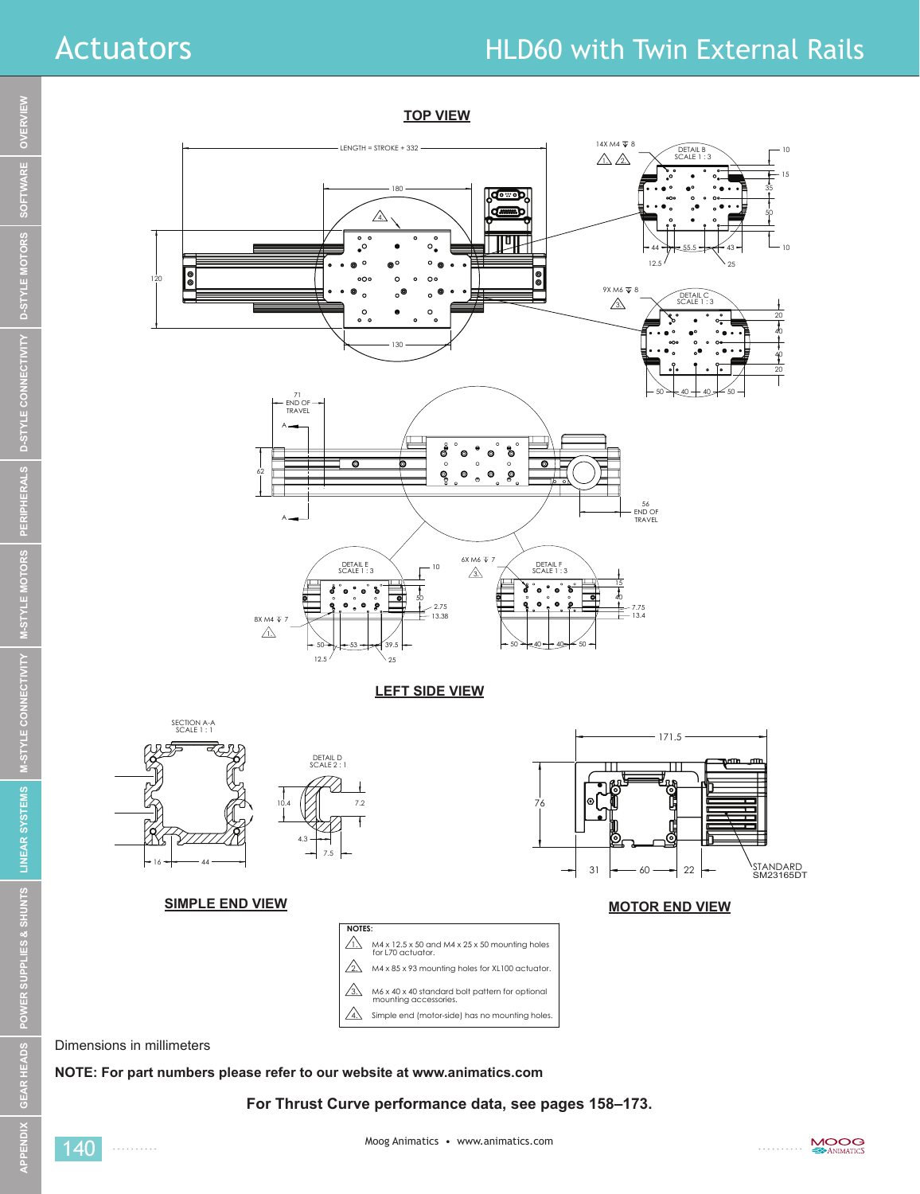# Actuators

## HLD60 with Twin External Rails

### TOP VIEW

LENGTH = STROKE + 332

180

120

130

14X M4 ↧ 8

DETAIL B
SCALE 1 : 3

10
15
35
50
10
44
55.5
43
12.5
25

9X M6 ↧ 8

DETAIL C
SCALE 1 : 3

20
40
40
20
50
40
40
50

71
END OF
TRAVEL

62

56
END OF
TRAVEL

DETAIL E
SCALE 1 : 3

10
50
2.75
13.38

8X M4 ↓ 7

50
53
39.5
12.5
25

6X M6 ↓ 7

DETAIL F
SCALE 1 : 3

15
40
7.75
13.4
50
40
40
50

### LEFT SIDE VIEW

SECTION A-A
SCALE 1 : 1

16
44

DETAIL D
SCALE 2 : 1

10.4
7.2
4.3
7.5

### SIMPLE END VIEW

171.5

76

31
60
22

STANDARD
SM23165DT

### MOTOR END VIEW

**NOTES:**

1. M4 x 12.5 x 50 and M4 x 25 x 50 mounting holes for L70 actuator.
2. M4 x 85 x 93 mounting holes for XL100 actuator.
3. M6 x 40 x 40 standard bolt pattern for optional mounting accessories.
4. Simple end (motor-side) has no mounting holes.

Dimensions in millimeters

**NOTE: For part numbers please refer to our website at www.animatics.com**

**For Thrust Curve performance data, see pages 158–173.**